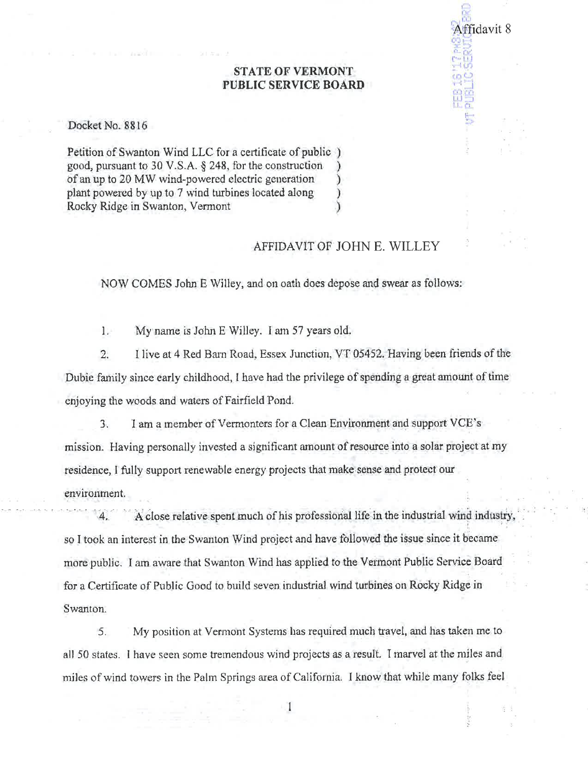Affidavit 8

**STATE OF VERMONT**
**PUBLIC SERVICE BOARD**

Docket No. 8816

Petition of Swanton Wind LLC for a certificate of public good, pursuant to 30 V.S.A. § 248, for the construction of an up to 20 MW wind-powered electric generation plant powered by up to 7 wind turbines located along Rocky Ridge in Swanton, Vermont

AFFIDAVIT OF JOHN E. WILLEY

NOW COMES John E Willey, and on oath does depose and swear as follows:

1. My name is John E Willey. I am 57 years old.

2. I live at 4 Red Barn Road, Essex Junction, VT 05452. Having been friends of the Dubie family since early childhood, I have had the privilege of spending a great amount of time enjoying the woods and waters of Fairfield Pond.

3. I am a member of Vermonters for a Clean Environment and support VCE's mission. Having personally invested a significant amount of resource into a solar project at my residence, I fully support renewable energy projects that make sense and protect our environment.

4. A close relative spent much of his professional life in the industrial wind industry, so I took an interest in the Swanton Wind project and have followed the issue since it became more public. I am aware that Swanton Wind has applied to the Vermont Public Service Board for a Certificate of Public Good to build seven industrial wind turbines on Rocky Ridge in Swanton.

5. My position at Vermont Systems has required much travel, and has taken me to all 50 states. I have seen some tremendous wind projects as a result. I marvel at the miles and miles of wind towers in the Palm Springs area of California. I know that while many folks feel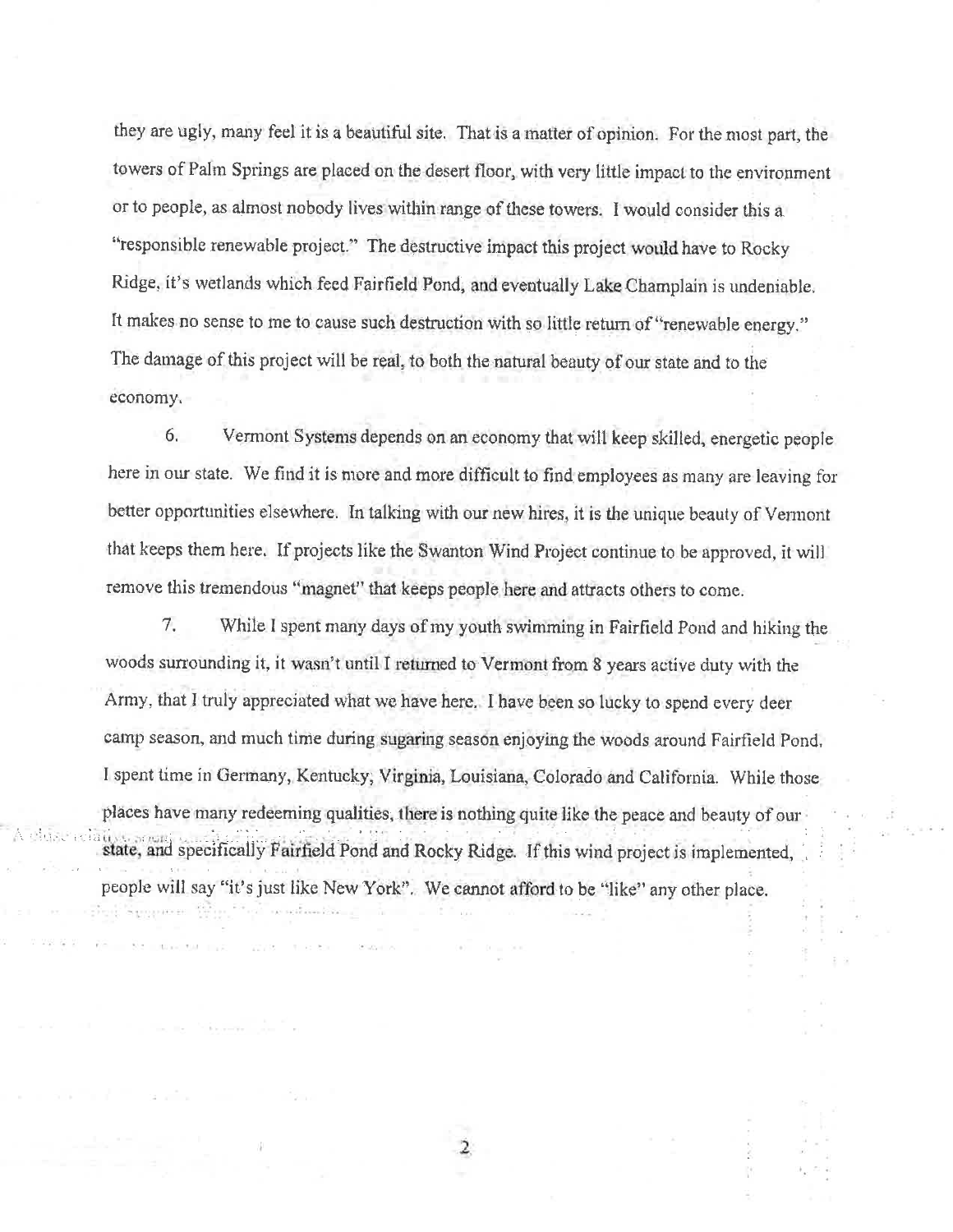they are ugly, many feel it is a beautiful site. That is a matter of opinion. For the most part, the towers of Palm Springs are placed on the desert floor, with very little impact to the environment or to people, as almost nobody lives within range of these towers. I would consider this a "responsible renewable project." The destructive impact this project would have to Rocky Ridge, it's wetlands which feed Fairfield Pond, and eventually Lake Champlain is undeniable. It makes no sense to me to cause such destruction with so little return of "renewable energy." The damage of this project will be real, to both the natural beauty of our state and to the economy.

6. Vermont Systems depends on an economy that will keep skilled, energetic people here in our state. We find it is more and more difficult to find employees as many are leaving for better opportunities elsewhere. In talking with our new hires, it is the unique beauty of Vermont that keeps them here. If projects like the Swanton Wind Project continue to be approved, it will remove this tremendous "magnet" that keeps people here and attracts others to come.

7. While I spent many days of my youth swimming in Fairfield Pond and hiking the woods surrounding it, it wasn't until I returned to Vermont from 8 years active duty with the Army, that I truly appreciated what we have here. I have been so lucky to spend every deer camp season, and much time during sugaring season enjoying the woods around Fairfield Pond. I spent time in Germany, Kentucky, Virginia, Louisiana, Colorado and California. While those places have many redeeming qualities, there is nothing quite like the peace and beauty of our state, and specifically Fairfield Pond and Rocky Ridge. If this wind project is implemented, people will say "it's just like New York". We cannot afford to be "like" any other place.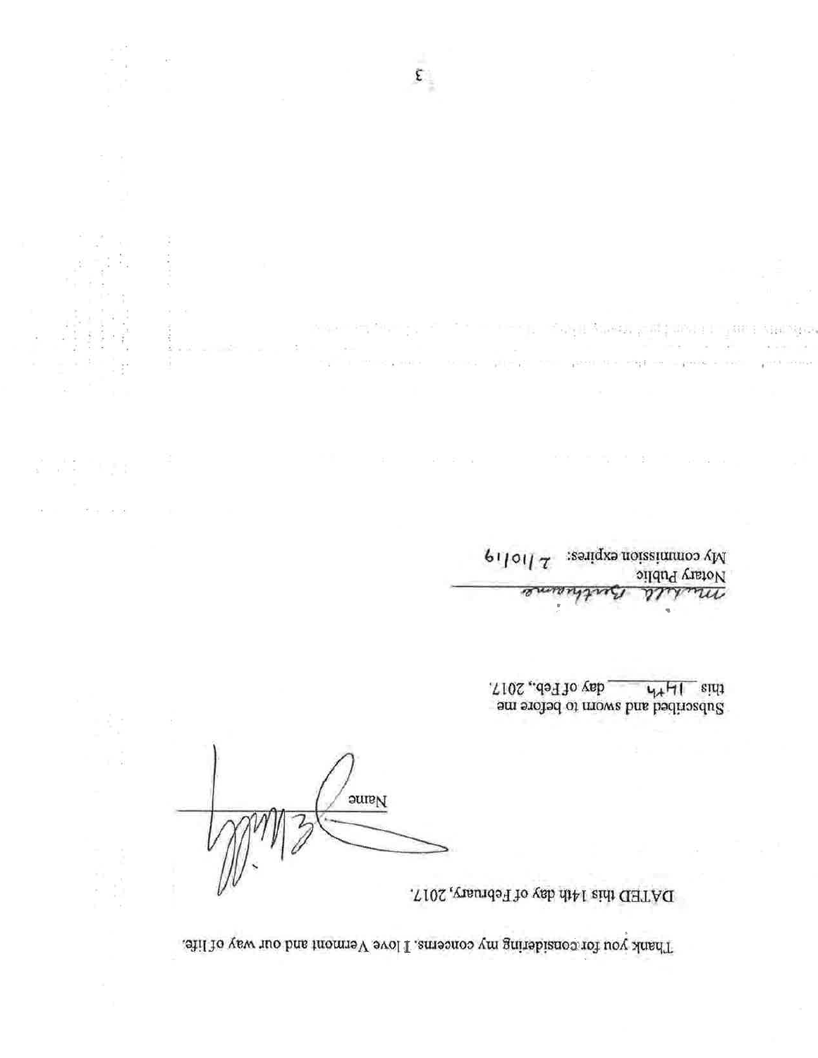Thank you for considering my concerns. I love Vermont and our way of life.

DATED this 14th day of February, 2017.

Name

Subscribed and sworn to before me
this 14th day of Feb., 2017.

Notary Public
My commission expires: 2/10/19